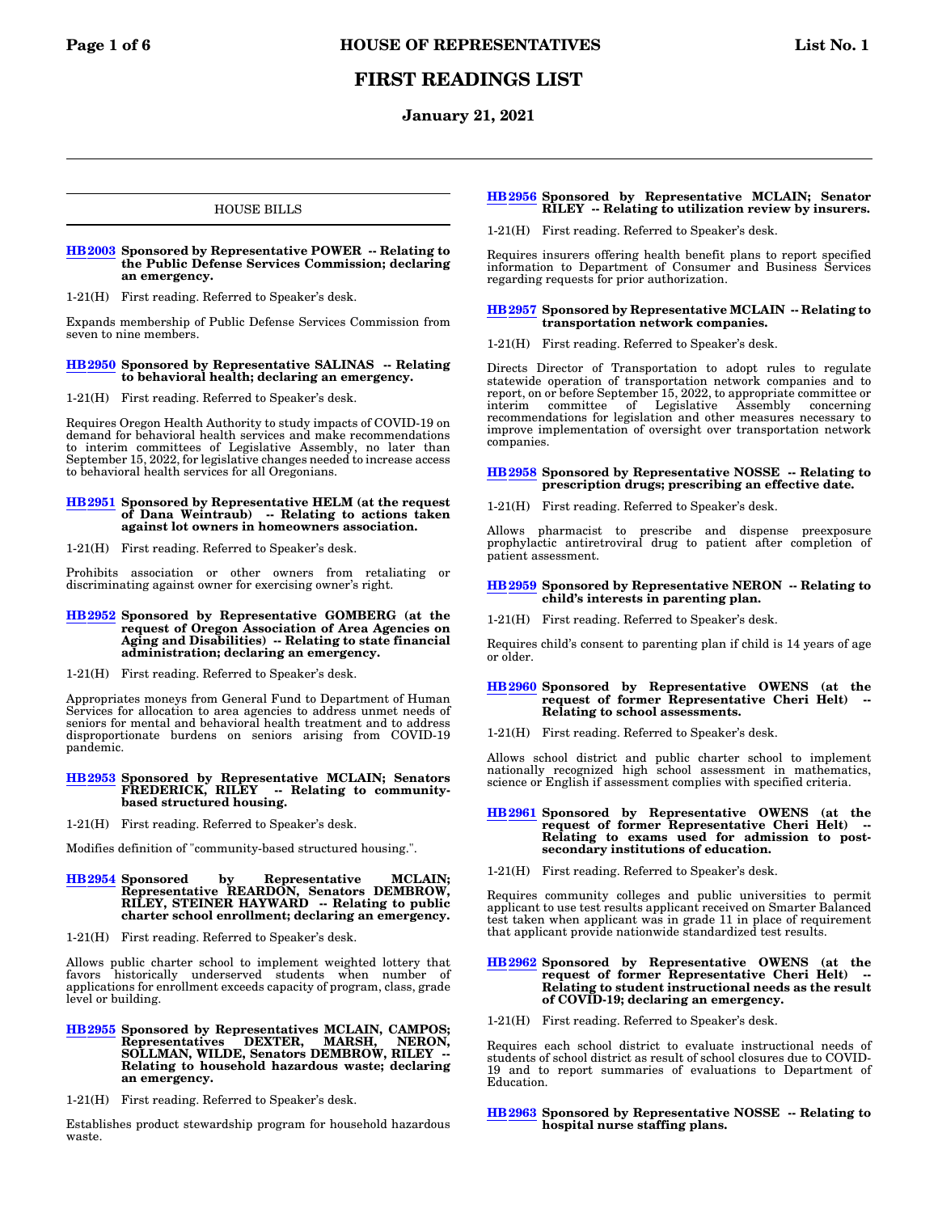# FIRST READINGS LIST

## January 21, 2021

### HOUSE BILLS

**HB 2003 Sponsored by Representative POWER -- Relating to the Public Defense Services Commission; declaring an emergency.**

1-21(H) First reading. Referred to Speaker's desk.

Expands membership of Public Defense Services Commission from seven to nine members.

**HB 2950 Sponsored by Representative SALINAS -- Relating to behavioral health; declaring an emergency.**

1-21(H) First reading. Referred to Speaker's desk.

Requires Oregon Health Authority to study impacts of COVID-19 on demand for behavioral health services and make recommendations to interim committees of Legislative Assembly, no later than September 15, 2022, for legislative changes needed to increase access to behavioral health services for all Oregonians.

**HB 2951 Sponsored by Representative HELM (at the request of Dana Weintraub) -- Relating to actions taken against lot owners in homeowners association.**

1-21(H) First reading. Referred to Speaker's desk.

Prohibits association or other owners from retaliating or discriminating against owner for exercising owner's right.

**HB 2952 Sponsored by Representative GOMBERG (at the request of Oregon Association of Area Agencies on Aging and Disabilities) -- Relating to state financial administration; declaring an emergency.**

1-21(H) First reading. Referred to Speaker's desk.

Appropriates moneys from General Fund to Department of Human Services for allocation to area agencies to address unmet needs of seniors for mental and behavioral health treatment and to address disproportionate burdens on seniors arising from COVID-19 pandemic.

**HB 2953 Sponsored by Representative MCLAIN; Senators FREDERICK, RILEY -- Relating to community-based structured housing.**

1-21(H) First reading. Referred to Speaker's desk.

Modifies definition of "community-based structured housing.".

**HB 2954 Sponsored by Representative MCLAIN; Representative REARDON, Senators DEMBROW, RILEY, STEINER HAYWARD -- Relating to public charter school enrollment; declaring an emergency.**

1-21(H) First reading. Referred to Speaker's desk.

Allows public charter school to implement weighted lottery that favors historically underserved students when number of applications for enrollment exceeds capacity of program, class, grade level or building.

**HB 2955 Sponsored by Representatives MCLAIN, CAMPOS; Representatives DEXTER, MARSH, NERON, SOLLMAN, WILDE, Senators DEMBROW, RILEY -- Relating to household hazardous waste; declaring an emergency.**

1-21(H) First reading. Referred to Speaker's desk.

Establishes product stewardship program for household hazardous waste.

**HB 2956 Sponsored by Representative MCLAIN; Senator RILEY -- Relating to utilization review by insurers.**

1-21(H) First reading. Referred to Speaker's desk.

Requires insurers offering health benefit plans to report specified information to Department of Consumer and Business Services regarding requests for prior authorization.

**HB 2957 Sponsored by Representative MCLAIN -- Relating to transportation network companies.**

1-21(H) First reading. Referred to Speaker's desk.

Directs Director of Transportation to adopt rules to regulate statewide operation of transportation network companies and to report, on or before September 15, 2022, to appropriate committee or interim committee of Legislative Assembly concerning recommendations for legislation and other measures necessary to improve implementation of oversight over transportation network companies.

**HB 2958 Sponsored by Representative NOSSE -- Relating to prescription drugs; prescribing an effective date.**

1-21(H) First reading. Referred to Speaker's desk.

Allows pharmacist to prescribe and dispense preexposure prophylactic antiretroviral drug to patient after completion of patient assessment.

**HB 2959 Sponsored by Representative NERON -- Relating to child's interests in parenting plan.**

1-21(H) First reading. Referred to Speaker's desk.

Requires child's consent to parenting plan if child is 14 years of age or older.

**HB 2960 Sponsored by Representative OWENS (at the request of former Representative Cheri Helt) -- Relating to school assessments.**

1-21(H) First reading. Referred to Speaker's desk.

Allows school district and public charter school to implement nationally recognized high school assessment in mathematics, science or English if assessment complies with specified criteria.

**HB 2961 Sponsored by Representative OWENS (at the request of former Representative Cheri Helt) -- Relating to exams used for admission to post-secondary institutions of education.**

1-21(H) First reading. Referred to Speaker's desk.

Requires community colleges and public universities to permit applicant to use test results applicant received on Smarter Balanced test taken when applicant was in grade 11 in place of requirement that applicant provide nationwide standardized test results.

**HB 2962 Sponsored by Representative OWENS (at the request of former Representative Cheri Helt) -- Relating to student instructional needs as the result of COVID-19; declaring an emergency.**

1-21(H) First reading. Referred to Speaker's desk.

Requires each school district to evaluate instructional needs of students of school district as result of school closures due to COVID-19 and to report summaries of evaluations to Department of Education.

**HB 2963 Sponsored by Representative NOSSE -- Relating to hospital nurse staffing plans.**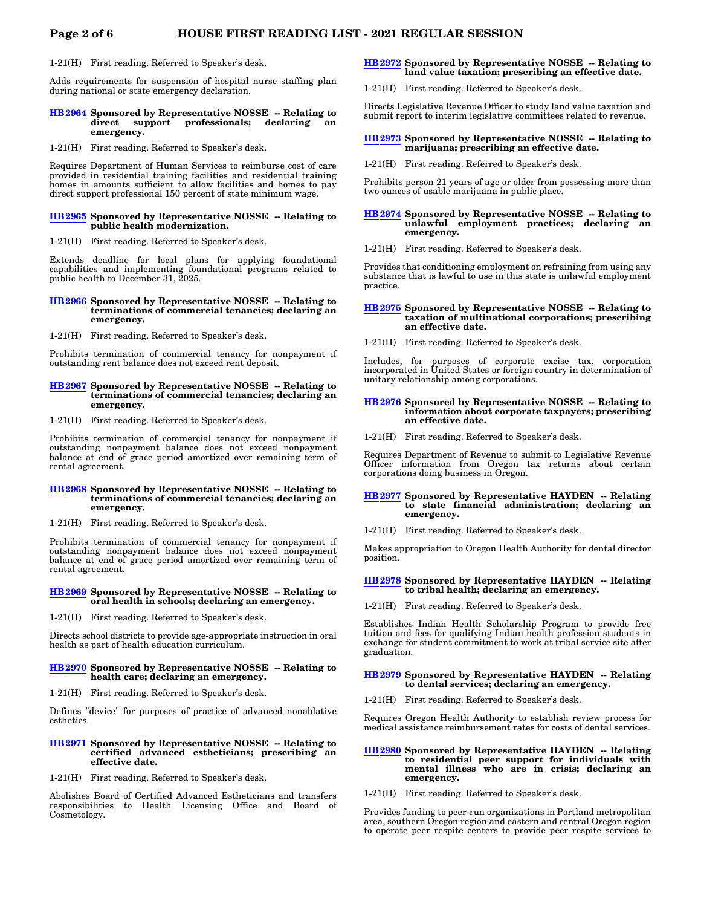1-21(H) First reading. Referred to Speaker's desk.

Adds requirements for suspension of hospital nurse staffing plan during national or state emergency declaration.

**HB 2964 Sponsored by Representative NOSSE -- Relating to direct support professionals; declaring an emergency.**

1-21(H) First reading. Referred to Speaker's desk.

Requires Department of Human Services to reimburse cost of care provided in residential training facilities and residential training homes in amounts sufficient to allow facilities and homes to pay direct support professional 150 percent of state minimum wage.

**HB 2965 Sponsored by Representative NOSSE -- Relating to public health modernization.**

1-21(H) First reading. Referred to Speaker's desk.

Extends deadline for local plans for applying foundational capabilities and implementing foundational programs related to public health to December 31, 2025.

**HB 2966 Sponsored by Representative NOSSE -- Relating to terminations of commercial tenancies; declaring an emergency.**

1-21(H) First reading. Referred to Speaker's desk.

Prohibits termination of commercial tenancy for nonpayment if outstanding rent balance does not exceed rent deposit.

**HB 2967 Sponsored by Representative NOSSE -- Relating to terminations of commercial tenancies; declaring an emergency.**

1-21(H) First reading. Referred to Speaker's desk.

Prohibits termination of commercial tenancy for nonpayment if outstanding nonpayment balance does not exceed nonpayment balance at end of grace period amortized over remaining term of rental agreement.

**HB 2968 Sponsored by Representative NOSSE -- Relating to terminations of commercial tenancies; declaring an emergency.**

1-21(H) First reading. Referred to Speaker's desk.

Prohibits termination of commercial tenancy for nonpayment if outstanding nonpayment balance does not exceed nonpayment balance at end of grace period amortized over remaining term of rental agreement.

**HB 2969 Sponsored by Representative NOSSE -- Relating to oral health in schools; declaring an emergency.**

1-21(H) First reading. Referred to Speaker's desk.

Directs school districts to provide age-appropriate instruction in oral health as part of health education curriculum.

**HB 2970 Sponsored by Representative NOSSE -- Relating to health care; declaring an emergency.**

1-21(H) First reading. Referred to Speaker's desk.

Defines "device" for purposes of practice of advanced nonablative esthetics.

**HB 2971 Sponsored by Representative NOSSE -- Relating to certified advanced estheticians; prescribing an effective date.**

1-21(H) First reading. Referred to Speaker's desk.

Abolishes Board of Certified Advanced Estheticians and transfers responsibilities to Health Licensing Office and Board of Cosmetology.

**HB 2972 Sponsored by Representative NOSSE -- Relating to land value taxation; prescribing an effective date.**

1-21(H) First reading. Referred to Speaker's desk.

Directs Legislative Revenue Officer to study land value taxation and submit report to interim legislative committees related to revenue.

**HB 2973 Sponsored by Representative NOSSE -- Relating to marijuana; prescribing an effective date.**

1-21(H) First reading. Referred to Speaker's desk.

Prohibits person 21 years of age or older from possessing more than two ounces of usable marijuana in public place.

**HB 2974 Sponsored by Representative NOSSE -- Relating to unlawful employment practices; declaring an emergency.**

1-21(H) First reading. Referred to Speaker's desk.

Provides that conditioning employment on refraining from using any substance that is lawful to use in this state is unlawful employment practice.

**HB 2975 Sponsored by Representative NOSSE -- Relating to taxation of multinational corporations; prescribing an effective date.**

1-21(H) First reading. Referred to Speaker's desk.

Includes, for purposes of corporate excise tax, corporation incorporated in United States or foreign country in determination of unitary relationship among corporations.

**HB 2976 Sponsored by Representative NOSSE -- Relating to information about corporate taxpayers; prescribing an effective date.**

1-21(H) First reading. Referred to Speaker's desk.

Requires Department of Revenue to submit to Legislative Revenue Officer information from Oregon tax returns about certain corporations doing business in Oregon.

**HB 2977 Sponsored by Representative HAYDEN -- Relating to state financial administration; declaring an emergency.**

1-21(H) First reading. Referred to Speaker's desk.

Makes appropriation to Oregon Health Authority for dental director position.

**HB 2978 Sponsored by Representative HAYDEN -- Relating to tribal health; declaring an emergency.**

1-21(H) First reading. Referred to Speaker's desk.

Establishes Indian Health Scholarship Program to provide free tuition and fees for qualifying Indian health profession students in exchange for student commitment to work at tribal service site after graduation.

**HB 2979 Sponsored by Representative HAYDEN -- Relating to dental services; declaring an emergency.**

1-21(H) First reading. Referred to Speaker's desk.

Requires Oregon Health Authority to establish review process for medical assistance reimbursement rates for costs of dental services.

**HB 2980 Sponsored by Representative HAYDEN -- Relating to residential peer support for individuals with mental illness who are in crisis; declaring an emergency.**

1-21(H) First reading. Referred to Speaker's desk.

Provides funding to peer-run organizations in Portland metropolitan area, southern Oregon region and eastern and central Oregon region to operate peer respite centers to provide peer respite services to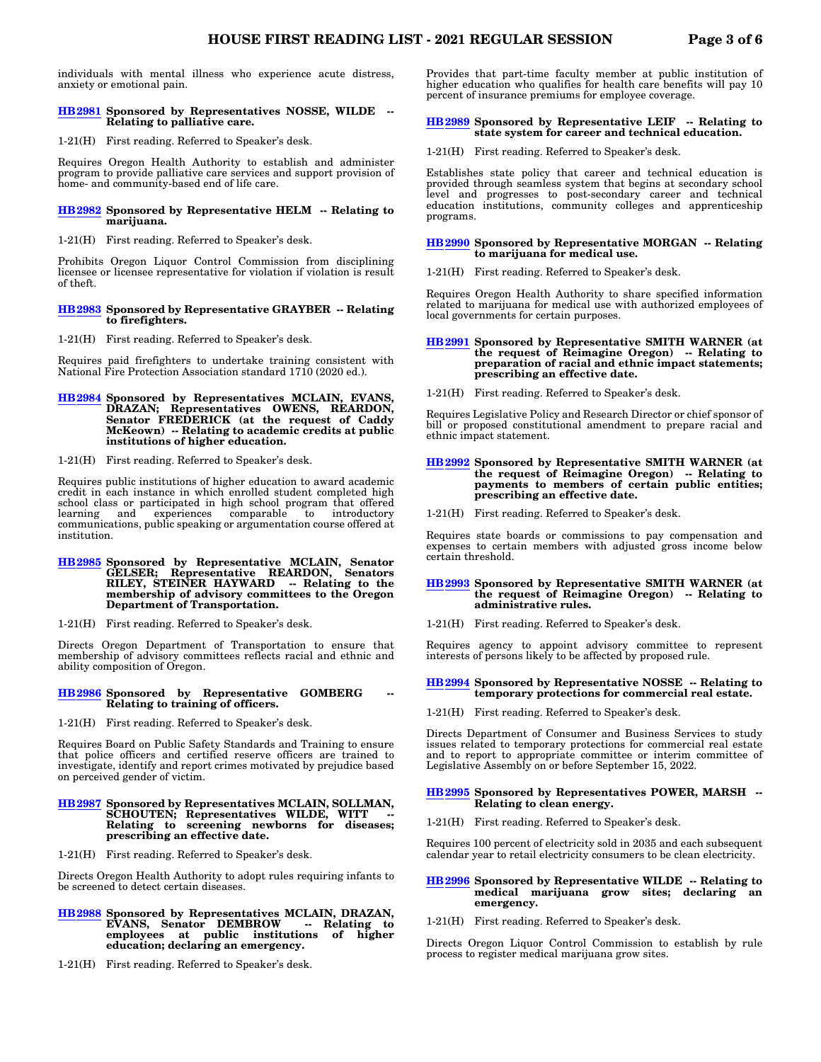individuals with mental illness who experience acute distress, anxiety or emotional pain.

**HB 2981 Sponsored by Representatives NOSSE, WILDE -- Relating to palliative care.**

1-21(H) First reading. Referred to Speaker's desk.

Requires Oregon Health Authority to establish and administer program to provide palliative care services and support provision of home- and community-based end of life care.

**HB 2982 Sponsored by Representative HELM -- Relating to marijuana.**

1-21(H) First reading. Referred to Speaker's desk.

Prohibits Oregon Liquor Control Commission from disciplining licensee or licensee representative for violation if violation is result of theft.

**HB 2983 Sponsored by Representative GRAYBER -- Relating to firefighters.**

1-21(H) First reading. Referred to Speaker's desk.

Requires paid firefighters to undertake training consistent with National Fire Protection Association standard 1710 (2020 ed.).

**HB 2984 Sponsored by Representatives MCLAIN, EVANS, DRAZAN; Representatives OWENS, REARDON, Senator FREDERICK (at the request of Caddy McKeown) -- Relating to academic credits at public institutions of higher education.**

1-21(H) First reading. Referred to Speaker's desk.

Requires public institutions of higher education to award academic credit in each instance in which enrolled student completed high school class or participated in high school program that offered learning and experiences comparable to introductory communications, public speaking or argumentation course offered at institution.

**HB 2985 Sponsored by Representative MCLAIN, Senator GELSER; Representative REARDON, Senators RILEY, STEINER HAYWARD -- Relating to the membership of advisory committees to the Oregon Department of Transportation.**

1-21(H) First reading. Referred to Speaker's desk.

Directs Oregon Department of Transportation to ensure that membership of advisory committees reflects racial and ethnic and ability composition of Oregon.

**HB 2986 Sponsored by Representative GOMBERG -- Relating to training of officers.**

1-21(H) First reading. Referred to Speaker's desk.

Requires Board on Public Safety Standards and Training to ensure that police officers and certified reserve officers are trained to investigate, identify and report crimes motivated by prejudice based on perceived gender of victim.

**HB 2987 Sponsored by Representatives MCLAIN, SOLLMAN, SCHOUTEN; Representatives WILDE, WITT -- Relating to screening newborns for diseases; prescribing an effective date.**

1-21(H) First reading. Referred to Speaker's desk.

Directs Oregon Health Authority to adopt rules requiring infants to be screened to detect certain diseases.

**HB 2988 Sponsored by Representatives MCLAIN, DRAZAN, EVANS, Senator DEMBROW -- Relating to employees at public institutions of higher education; declaring an emergency.**

1-21(H) First reading. Referred to Speaker's desk.

Provides that part-time faculty member at public institution of higher education who qualifies for health care benefits will pay 10 percent of insurance premiums for employee coverage.

**HB 2989 Sponsored by Representative LEIF -- Relating to state system for career and technical education.**

1-21(H) First reading. Referred to Speaker's desk.

Establishes state policy that career and technical education is provided through seamless system that begins at secondary school level and progresses to post-secondary career and technical education institutions, community colleges and apprenticeship programs.

**HB 2990 Sponsored by Representative MORGAN -- Relating to marijuana for medical use.**

1-21(H) First reading. Referred to Speaker's desk.

Requires Oregon Health Authority to share specified information related to marijuana for medical use with authorized employees of local governments for certain purposes.

**HB 2991 Sponsored by Representative SMITH WARNER (at the request of Reimagine Oregon) -- Relating to preparation of racial and ethnic impact statements; prescribing an effective date.**

1-21(H) First reading. Referred to Speaker's desk.

Requires Legislative Policy and Research Director or chief sponsor of bill or proposed constitutional amendment to prepare racial and ethnic impact statement.

**HB 2992 Sponsored by Representative SMITH WARNER (at the request of Reimagine Oregon) -- Relating to payments to members of certain public entities; prescribing an effective date.**

1-21(H) First reading. Referred to Speaker's desk.

Requires state boards or commissions to pay compensation and expenses to certain members with adjusted gross income below certain threshold.

**HB 2993 Sponsored by Representative SMITH WARNER (at the request of Reimagine Oregon) -- Relating to administrative rules.**

1-21(H) First reading. Referred to Speaker's desk.

Requires agency to appoint advisory committee to represent interests of persons likely to be affected by proposed rule.

**HB 2994 Sponsored by Representative NOSSE -- Relating to temporary protections for commercial real estate.**

1-21(H) First reading. Referred to Speaker's desk.

Directs Department of Consumer and Business Services to study issues related to temporary protections for commercial real estate and to report to appropriate committee or interim committee of Legislative Assembly on or before September 15, 2022.

**HB 2995 Sponsored by Representatives POWER, MARSH -- Relating to clean energy.**

1-21(H) First reading. Referred to Speaker's desk.

Requires 100 percent of electricity sold in 2035 and each subsequent calendar year to retail electricity consumers to be clean electricity.

**HB 2996 Sponsored by Representative WILDE -- Relating to medical marijuana grow sites; declaring an emergency.**

1-21(H) First reading. Referred to Speaker's desk.

Directs Oregon Liquor Control Commission to establish by rule process to register medical marijuana grow sites.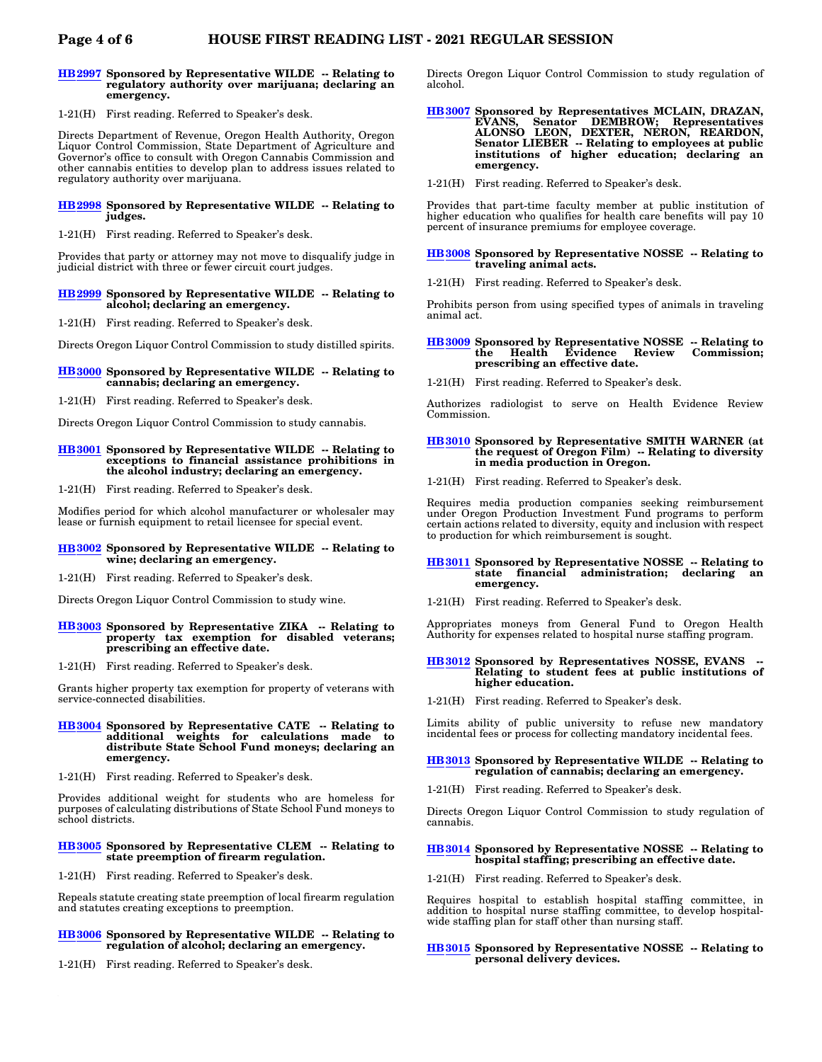**HB 2997 Sponsored by Representative WILDE -- Relating to regulatory authority over marijuana; declaring an emergency.**

1-21(H) First reading. Referred to Speaker's desk.

Directs Department of Revenue, Oregon Health Authority, Oregon Liquor Control Commission, State Department of Agriculture and Governor's office to consult with Oregon Cannabis Commission and other cannabis entities to develop plan to address issues related to regulatory authority over marijuana.

**HB 2998 Sponsored by Representative WILDE -- Relating to judges.**

1-21(H) First reading. Referred to Speaker's desk.

Provides that party or attorney may not move to disqualify judge in judicial district with three or fewer circuit court judges.

**HB 2999 Sponsored by Representative WILDE -- Relating to alcohol; declaring an emergency.**

1-21(H) First reading. Referred to Speaker's desk.

Directs Oregon Liquor Control Commission to study distilled spirits.

**HB 3000 Sponsored by Representative WILDE -- Relating to cannabis; declaring an emergency.**

1-21(H) First reading. Referred to Speaker's desk.

Directs Oregon Liquor Control Commission to study cannabis.

**HB 3001 Sponsored by Representative WILDE -- Relating to exceptions to financial assistance prohibitions in the alcohol industry; declaring an emergency.**

1-21(H) First reading. Referred to Speaker's desk.

Modifies period for which alcohol manufacturer or wholesaler may lease or furnish equipment to retail licensee for special event.

**HB 3002 Sponsored by Representative WILDE -- Relating to wine; declaring an emergency.**

1-21(H) First reading. Referred to Speaker's desk.

Directs Oregon Liquor Control Commission to study wine.

**HB 3003 Sponsored by Representative ZIKA -- Relating to property tax exemption for disabled veterans; prescribing an effective date.**

1-21(H) First reading. Referred to Speaker's desk.

Grants higher property tax exemption for property of veterans with service-connected disabilities.

**HB 3004 Sponsored by Representative CATE -- Relating to additional weights for calculations made to distribute State School Fund moneys; declaring an emergency.**

1-21(H) First reading. Referred to Speaker's desk.

Provides additional weight for students who are homeless for purposes of calculating distributions of State School Fund moneys to school districts.

**HB 3005 Sponsored by Representative CLEM -- Relating to state preemption of firearm regulation.**

1-21(H) First reading. Referred to Speaker's desk.

Repeals statute creating state preemption of local firearm regulation and statutes creating exceptions to preemption.

**HB 3006 Sponsored by Representative WILDE -- Relating to regulation of alcohol; declaring an emergency.**

1-21(H) First reading. Referred to Speaker's desk.

Directs Oregon Liquor Control Commission to study regulation of alcohol.

**HB 3007 Sponsored by Representatives MCLAIN, DRAZAN, EVANS, Senator DEMBROW; Representatives ALONSO LEON, DEXTER, NERON, REARDON, Senator LIEBER -- Relating to employees at public institutions of higher education; declaring an emergency.**

1-21(H) First reading. Referred to Speaker's desk.

Provides that part-time faculty member at public institution of higher education who qualifies for health care benefits will pay 10 percent of insurance premiums for employee coverage.

**HB 3008 Sponsored by Representative NOSSE -- Relating to traveling animal acts.**

1-21(H) First reading. Referred to Speaker's desk.

Prohibits person from using specified types of animals in traveling animal act.

**HB 3009 Sponsored by Representative NOSSE -- Relating to the Health Evidence Review Commission; prescribing an effective date.**

1-21(H) First reading. Referred to Speaker's desk.

Authorizes radiologist to serve on Health Evidence Review Commission.

**HB 3010 Sponsored by Representative SMITH WARNER (at the request of Oregon Film) -- Relating to diversity in media production in Oregon.**

1-21(H) First reading. Referred to Speaker's desk.

Requires media production companies seeking reimbursement under Oregon Production Investment Fund programs to perform certain actions related to diversity, equity and inclusion with respect to production for which reimbursement is sought.

**HB 3011 Sponsored by Representative NOSSE -- Relating to state financial administration; declaring an emergency.**

1-21(H) First reading. Referred to Speaker's desk.

Appropriates moneys from General Fund to Oregon Health Authority for expenses related to hospital nurse staffing program.

**HB 3012 Sponsored by Representatives NOSSE, EVANS -- Relating to student fees at public institutions of higher education.**

1-21(H) First reading. Referred to Speaker's desk.

Limits ability of public university to refuse new mandatory incidental fees or process for collecting mandatory incidental fees.

**HB 3013 Sponsored by Representative WILDE -- Relating to regulation of cannabis; declaring an emergency.**

1-21(H) First reading. Referred to Speaker's desk.

Directs Oregon Liquor Control Commission to study regulation of cannabis.

**HB 3014 Sponsored by Representative NOSSE -- Relating to hospital staffing; prescribing an effective date.**

1-21(H) First reading. Referred to Speaker's desk.

Requires hospital to establish hospital staffing committee, in addition to hospital nurse staffing committee, to develop hospital-wide staffing plan for staff other than nursing staff.

**HB 3015 Sponsored by Representative NOSSE -- Relating to personal delivery devices.**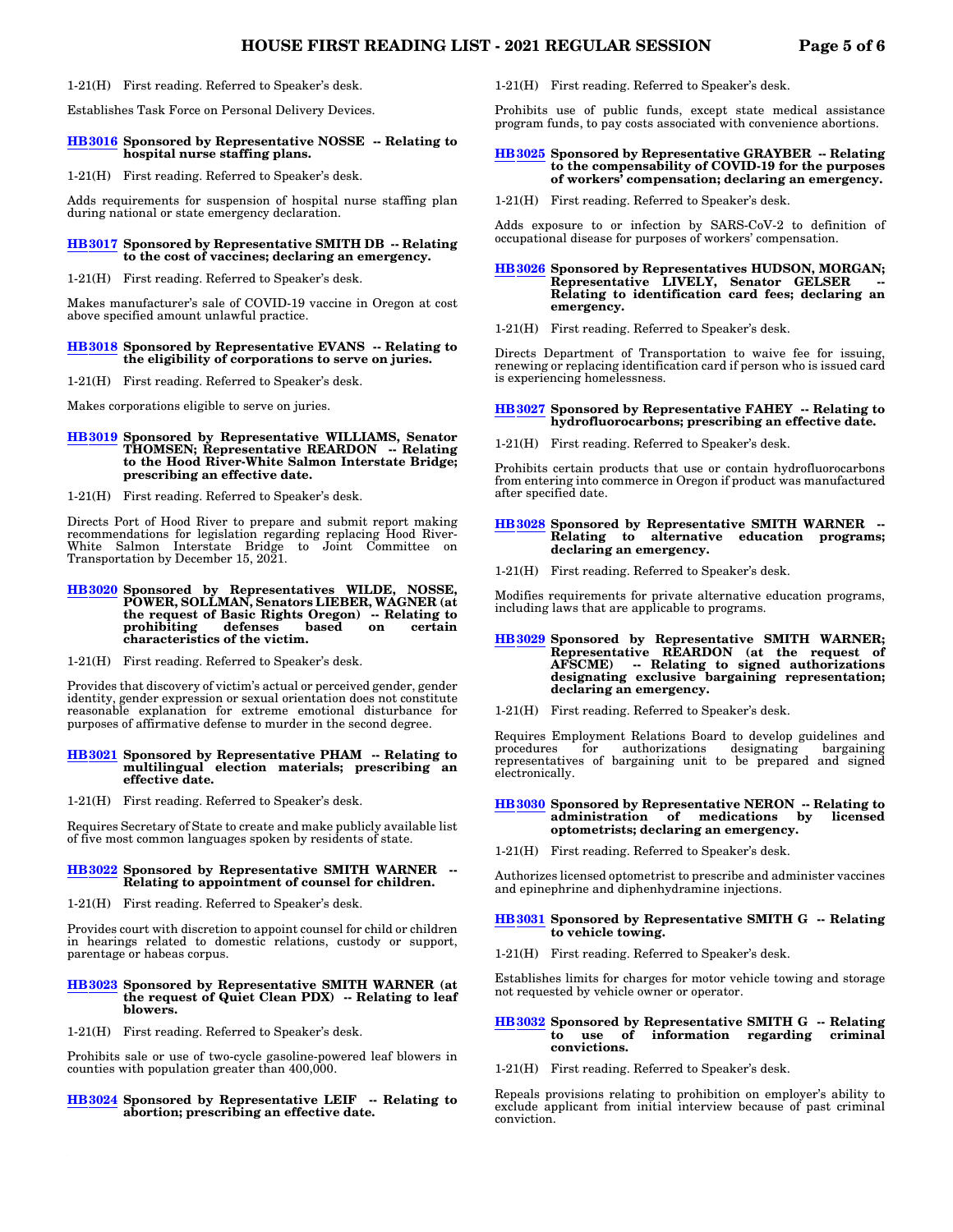1-21(H) First reading. Referred to Speaker's desk.

Establishes Task Force on Personal Delivery Devices.

**HB3016 Sponsored by Representative NOSSE -- Relating to hospital nurse staffing plans.**

1-21(H) First reading. Referred to Speaker's desk.

Adds requirements for suspension of hospital nurse staffing plan during national or state emergency declaration.

**HB3017 Sponsored by Representative SMITH DB -- Relating to the cost of vaccines; declaring an emergency.**

1-21(H) First reading. Referred to Speaker's desk.

Makes manufacturer's sale of COVID-19 vaccine in Oregon at cost above specified amount unlawful practice.

**HB3018 Sponsored by Representative EVANS -- Relating to the eligibility of corporations to serve on juries.**

1-21(H) First reading. Referred to Speaker's desk.

Makes corporations eligible to serve on juries.

**HB3019 Sponsored by Representative WILLIAMS, Senator THOMSEN; Representative REARDON -- Relating to the Hood River-White Salmon Interstate Bridge; prescribing an effective date.**

1-21(H) First reading. Referred to Speaker's desk.

Directs Port of Hood River to prepare and submit report making recommendations for legislation regarding replacing Hood River-White Salmon Interstate Bridge to Joint Committee on Transportation by December 15, 2021.

**HB3020 Sponsored by Representatives WILDE, NOSSE, POWER, SOLLMAN, Senators LIEBER, WAGNER (at the request of Basic Rights Oregon) -- Relating to prohibiting defenses based on certain characteristics of the victim.**

1-21(H) First reading. Referred to Speaker's desk.

Provides that discovery of victim's actual or perceived gender, gender identity, gender expression or sexual orientation does not constitute reasonable explanation for extreme emotional disturbance for purposes of affirmative defense to murder in the second degree.

**HB3021 Sponsored by Representative PHAM -- Relating to multilingual election materials; prescribing an effective date.**

1-21(H) First reading. Referred to Speaker's desk.

Requires Secretary of State to create and make publicly available list of five most common languages spoken by residents of state.

**HB3022 Sponsored by Representative SMITH WARNER -- Relating to appointment of counsel for children.**

1-21(H) First reading. Referred to Speaker's desk.

Provides court with discretion to appoint counsel for child or children in hearings related to domestic relations, custody or support, parentage or habeas corpus.

**HB3023 Sponsored by Representative SMITH WARNER (at the request of Quiet Clean PDX) -- Relating to leaf blowers.**

1-21(H) First reading. Referred to Speaker's desk.

Prohibits sale or use of two-cycle gasoline-powered leaf blowers in counties with population greater than 400,000.

**HB3024 Sponsored by Representative LEIF -- Relating to abortion; prescribing an effective date.**

1-21(H) First reading. Referred to Speaker's desk.

Prohibits use of public funds, except state medical assistance program funds, to pay costs associated with convenience abortions.

**HB3025 Sponsored by Representative GRAYBER -- Relating to the compensability of COVID-19 for the purposes of workers' compensation; declaring an emergency.**

1-21(H) First reading. Referred to Speaker's desk.

Adds exposure to or infection by SARS-CoV-2 to definition of occupational disease for purposes of workers' compensation.

**HB3026 Sponsored by Representatives HUDSON, MORGAN; Representative LIVELY, Senator GELSER -- Relating to identification card fees; declaring an emergency.**

1-21(H) First reading. Referred to Speaker's desk.

Directs Department of Transportation to waive fee for issuing, renewing or replacing identification card if person who is issued card is experiencing homelessness.

**HB3027 Sponsored by Representative FAHEY -- Relating to hydrofluorocarbons; prescribing an effective date.**

1-21(H) First reading. Referred to Speaker's desk.

Prohibits certain products that use or contain hydrofluorocarbons from entering into commerce in Oregon if product was manufactured after specified date.

**HB3028 Sponsored by Representative SMITH WARNER -- Relating to alternative education programs; declaring an emergency.**

1-21(H) First reading. Referred to Speaker's desk.

Modifies requirements for private alternative education programs, including laws that are applicable to programs.

**HB3029 Sponsored by Representative SMITH WARNER; Representative REARDON (at the request of AFSCME) -- Relating to signed authorizations designating exclusive bargaining representation; declaring an emergency.**

1-21(H) First reading. Referred to Speaker's desk.

Requires Employment Relations Board to develop guidelines and procedures for authorizations designating bargaining representatives of bargaining unit to be prepared and signed electronically.

**HB3030 Sponsored by Representative NERON -- Relating to administration of medications by licensed optometrists; declaring an emergency.**

1-21(H) First reading. Referred to Speaker's desk.

Authorizes licensed optometrist to prescribe and administer vaccines and epinephrine and diphenhydramine injections.

**HB3031 Sponsored by Representative SMITH G -- Relating to vehicle towing.**

1-21(H) First reading. Referred to Speaker's desk.

Establishes limits for charges for motor vehicle towing and storage not requested by vehicle owner or operator.

**HB3032 Sponsored by Representative SMITH G -- Relating to use of information regarding criminal convictions.**

1-21(H) First reading. Referred to Speaker's desk.

Repeals provisions relating to prohibition on employer's ability to exclude applicant from initial interview because of past criminal conviction.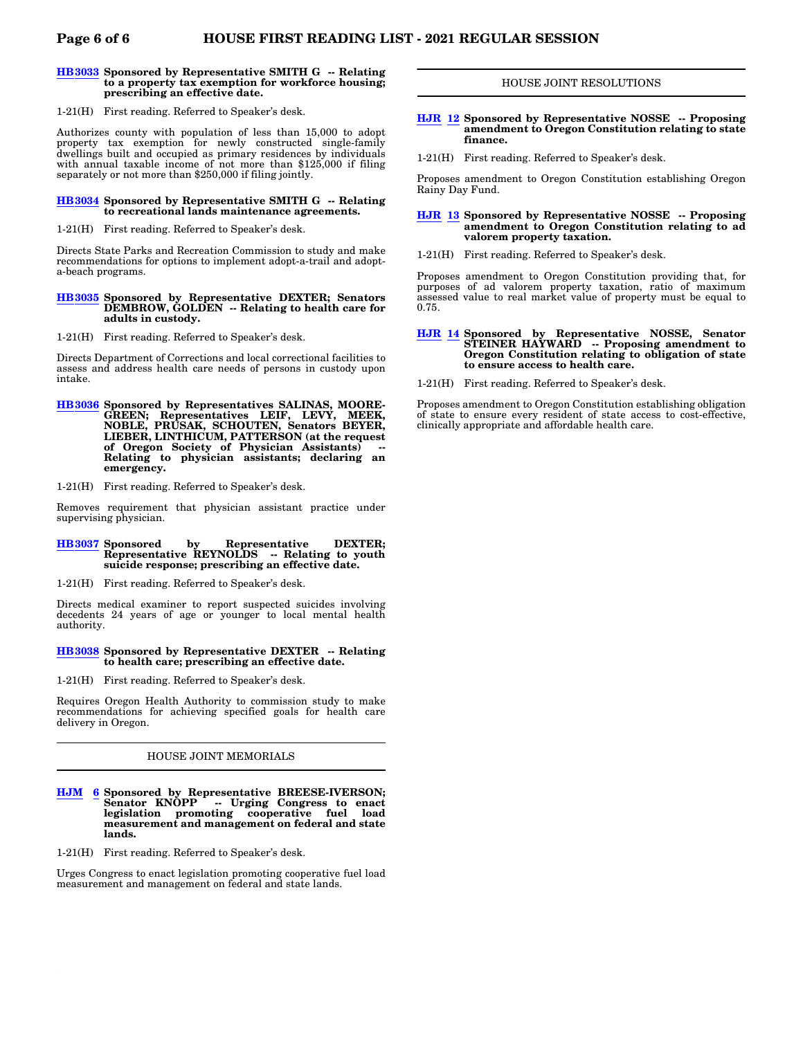**HB 3033 Sponsored by Representative SMITH G -- Relating to a property tax exemption for workforce housing; prescribing an effective date.**

1-21(H) First reading. Referred to Speaker's desk.

Authorizes county with population of less than 15,000 to adopt property tax exemption for newly constructed single-family dwellings built and occupied as primary residences by individuals with annual taxable income of not more than $125,000 if filing separately or not more than $250,000 if filing jointly.

**HB 3034 Sponsored by Representative SMITH G -- Relating to recreational lands maintenance agreements.**

1-21(H) First reading. Referred to Speaker's desk.

Directs State Parks and Recreation Commission to study and make recommendations for options to implement adopt-a-trail and adopt-a-beach programs.

**HB 3035 Sponsored by Representative DEXTER; Senators DEMBROW, GOLDEN -- Relating to health care for adults in custody.**

1-21(H) First reading. Referred to Speaker's desk.

Directs Department of Corrections and local correctional facilities to assess and address health care needs of persons in custody upon intake.

**HB 3036 Sponsored by Representatives SALINAS, MOORE-GREEN; Representatives LEIF, LEVY, MEEK, NOBLE, PRUSAK, SCHOUTEN, Senators BEYER, LIEBER, LINTHICUM, PATTERSON (at the request of Oregon Society of Physician Assistants) -- Relating to physician assistants; declaring an emergency.**

1-21(H) First reading. Referred to Speaker's desk.

Removes requirement that physician assistant practice under supervising physician.

**HB 3037 Sponsored by Representative DEXTER; Representative REYNOLDS -- Relating to youth suicide response; prescribing an effective date.**

1-21(H) First reading. Referred to Speaker's desk.

Directs medical examiner to report suspected suicides involving decedents 24 years of age or younger to local mental health authority.

**HB 3038 Sponsored by Representative DEXTER -- Relating to health care; prescribing an effective date.**

1-21(H) First reading. Referred to Speaker's desk.

Requires Oregon Health Authority to commission study to make recommendations for achieving specified goals for health care delivery in Oregon.

## HOUSE JOINT MEMORIALS

**HJM 6 Sponsored by Representative BREESE-IVERSON; Senator KNOPP -- Urging Congress to enact legislation promoting cooperative fuel load measurement and management on federal and state lands.**

1-21(H) First reading. Referred to Speaker's desk.

Urges Congress to enact legislation promoting cooperative fuel load measurement and management on federal and state lands.

## HOUSE JOINT RESOLUTIONS

**HJR 12 Sponsored by Representative NOSSE -- Proposing amendment to Oregon Constitution relating to state finance.**

1-21(H) First reading. Referred to Speaker's desk.

Proposes amendment to Oregon Constitution establishing Oregon Rainy Day Fund.

**HJR 13 Sponsored by Representative NOSSE -- Proposing amendment to Oregon Constitution relating to ad valorem property taxation.**

1-21(H) First reading. Referred to Speaker's desk.

Proposes amendment to Oregon Constitution providing that, for purposes of ad valorem property taxation, ratio of maximum assessed value to real market value of property must be equal to 0.75.

**HJR 14 Sponsored by Representative NOSSE, Senator STEINER HAYWARD -- Proposing amendment to Oregon Constitution relating to obligation of state to ensure access to health care.**

1-21(H) First reading. Referred to Speaker's desk.

Proposes amendment to Oregon Constitution establishing obligation of state to ensure every resident of state access to cost-effective, clinically appropriate and affordable health care.